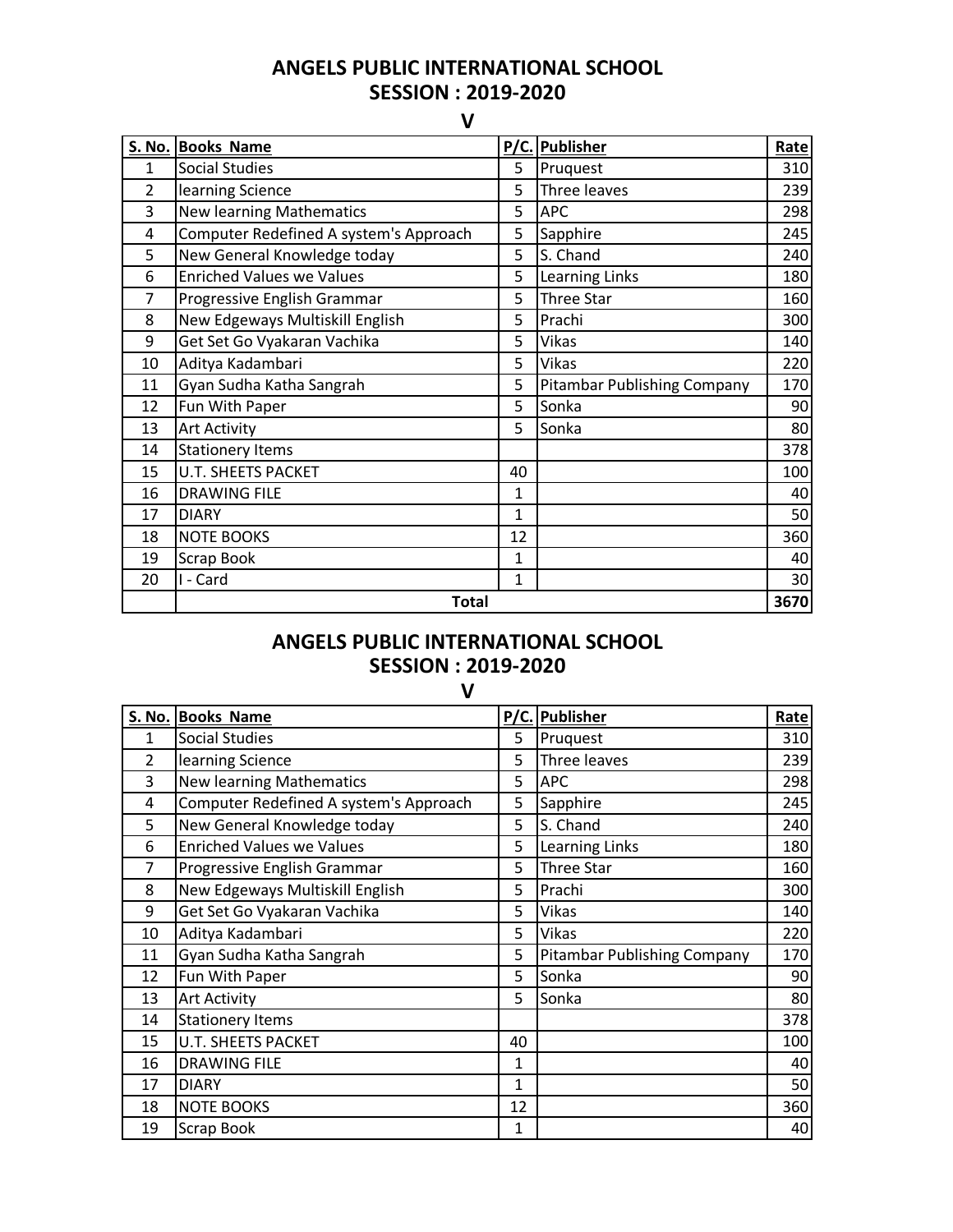# ANGELS PUBLIC INTERNATIONAL SCHOOL
## SESSION : 2019-2020
### V

| S. No. | Books Name | P/C. | Publisher | Rate |
|---|---|---|---|---|
| 1 | Social Studies | 5 | Pruquest | 310 |
| 2 | learning Science | 5 | Three leaves | 239 |
| 3 | New learning Mathematics | 5 | APC | 298 |
| 4 | Computer Redefined A system's Approach | 5 | Sapphire | 245 |
| 5 | New General Knowledge today | 5 | S. Chand | 240 |
| 6 | Enriched Values we Values | 5 | Learning Links | 180 |
| 7 | Progressive English Grammar | 5 | Three Star | 160 |
| 8 | New Edgeways Multiskill English | 5 | Prachi | 300 |
| 9 | Get Set Go Vyakaran Vachika | 5 | Vikas | 140 |
| 10 | Aditya Kadambari | 5 | Vikas | 220 |
| 11 | Gyan Sudha Katha Sangrah | 5 | Pitambar Publishing Company | 170 |
| 12 | Fun With Paper | 5 | Sonka | 90 |
| 13 | Art Activity | 5 | Sonka | 80 |
| 14 | Stationery Items | | | 378 |
| 15 | U.T. SHEETS PACKET | 40 | | 100 |
| 16 | DRAWING FILE | 1 | | 40 |
| 17 | DIARY | 1 | | 50 |
| 18 | NOTE BOOKS | 12 | | 360 |
| 19 | Scrap Book | 1 | | 40 |
| 20 | I - Card | 1 | | 30 |
| | **Total** | | | **3670** |

# ANGELS PUBLIC INTERNATIONAL SCHOOL
## SESSION : 2019-2020
### V

| S. No. | Books Name | P/C. | Publisher | Rate |
|---|---|---|---|---|
| 1 | Social Studies | 5 | Pruquest | 310 |
| 2 | learning Science | 5 | Three leaves | 239 |
| 3 | New learning Mathematics | 5 | APC | 298 |
| 4 | Computer Redefined A system's Approach | 5 | Sapphire | 245 |
| 5 | New General Knowledge today | 5 | S. Chand | 240 |
| 6 | Enriched Values we Values | 5 | Learning Links | 180 |
| 7 | Progressive English Grammar | 5 | Three Star | 160 |
| 8 | New Edgeways Multiskill English | 5 | Prachi | 300 |
| 9 | Get Set Go Vyakaran Vachika | 5 | Vikas | 140 |
| 10 | Aditya Kadambari | 5 | Vikas | 220 |
| 11 | Gyan Sudha Katha Sangrah | 5 | Pitambar Publishing Company | 170 |
| 12 | Fun With Paper | 5 | Sonka | 90 |
| 13 | Art Activity | 5 | Sonka | 80 |
| 14 | Stationery Items | | | 378 |
| 15 | U.T. SHEETS PACKET | 40 | | 100 |
| 16 | DRAWING FILE | 1 | | 40 |
| 17 | DIARY | 1 | | 50 |
| 18 | NOTE BOOKS | 12 | | 360 |
| 19 | Scrap Book | 1 | | 40 |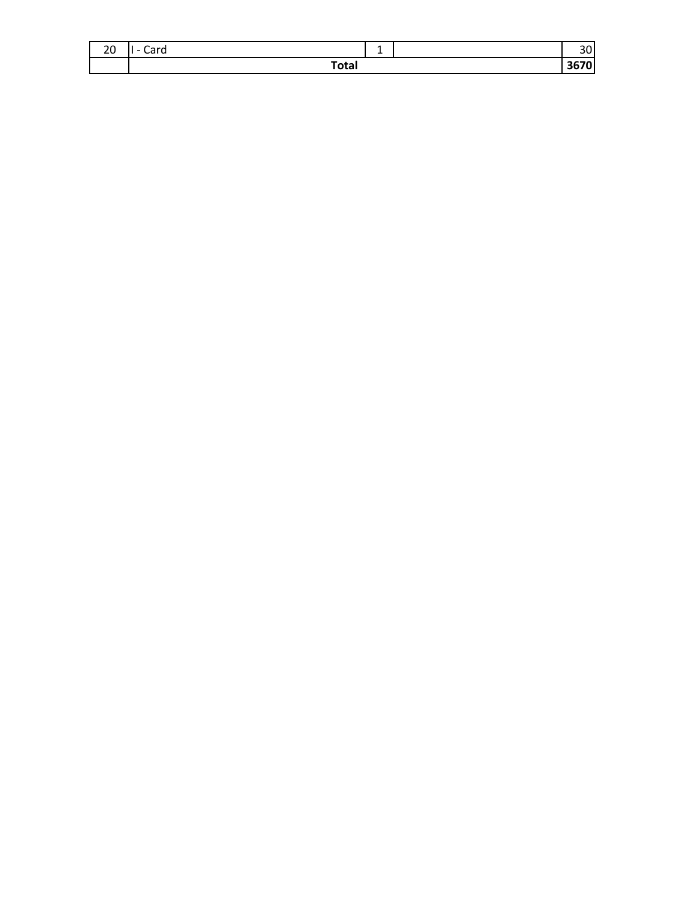| | | | | |
|---|---|---|---|---|
| 20 | I - Card | 1 | | 30 |
| | **Total** | | | **3670** |